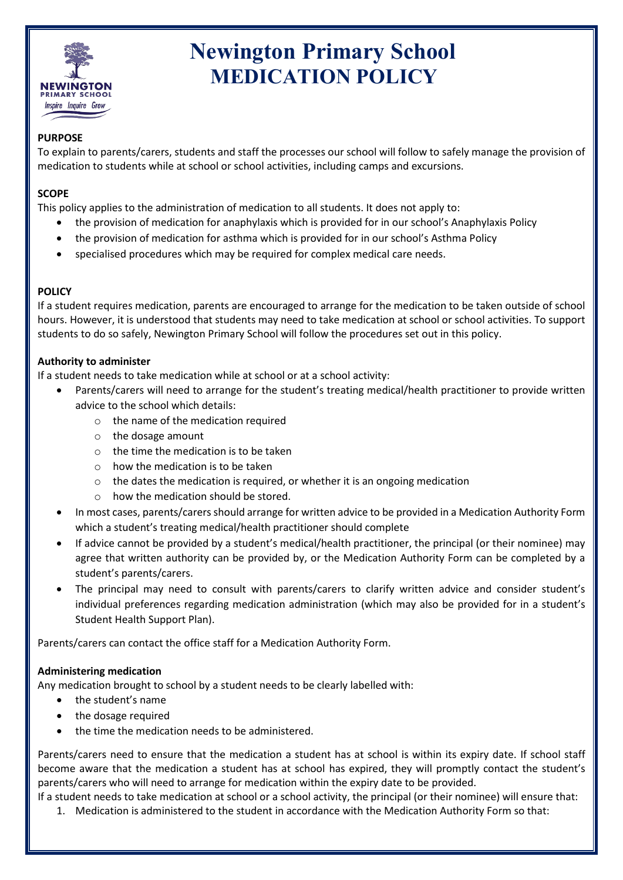# Newington Primary School
# MEDICATION POLICY

**PURPOSE**

To explain to parents/carers, students and staff the processes our school will follow to safely manage the provision of medication to students while at school or school activities, including camps and excursions.

**SCOPE**

This policy applies to the administration of medication to all students. It does not apply to:

- the provision of medication for anaphylaxis which is provided for in our school's Anaphylaxis Policy
- the provision of medication for asthma which is provided for in our school's Asthma Policy
- specialised procedures which may be required for complex medical care needs.

**POLICY**

If a student requires medication, parents are encouraged to arrange for the medication to be taken outside of school hours. However, it is understood that students may need to take medication at school or school activities. To support students to do so safely, Newington Primary School will follow the procedures set out in this policy.

**Authority to administer**

If a student needs to take medication while at school or at a school activity:

- Parents/carers will need to arrange for the student's treating medical/health practitioner to provide written advice to the school which details:
    - the name of the medication required
    - the dosage amount
    - the time the medication is to be taken
    - how the medication is to be taken
    - the dates the medication is required, or whether it is an ongoing medication
    - how the medication should be stored.
- In most cases, parents/carers should arrange for written advice to be provided in a Medication Authority Form which a student's treating medical/health practitioner should complete
- If advice cannot be provided by a student's medical/health practitioner, the principal (or their nominee) may agree that written authority can be provided by, or the Medication Authority Form can be completed by a student's parents/carers.
- The principal may need to consult with parents/carers to clarify written advice and consider student's individual preferences regarding medication administration (which may also be provided for in a student's Student Health Support Plan).

Parents/carers can contact the office staff for a Medication Authority Form.

**Administering medication**

Any medication brought to school by a student needs to be clearly labelled with:

- the student's name
- the dosage required
- the time the medication needs to be administered.

Parents/carers need to ensure that the medication a student has at school is within its expiry date. If school staff become aware that the medication a student has at school has expired, they will promptly contact the student's parents/carers who will need to arrange for medication within the expiry date to be provided.

If a student needs to take medication at school or a school activity, the principal (or their nominee) will ensure that:

1. Medication is administered to the student in accordance with the Medication Authority Form so that: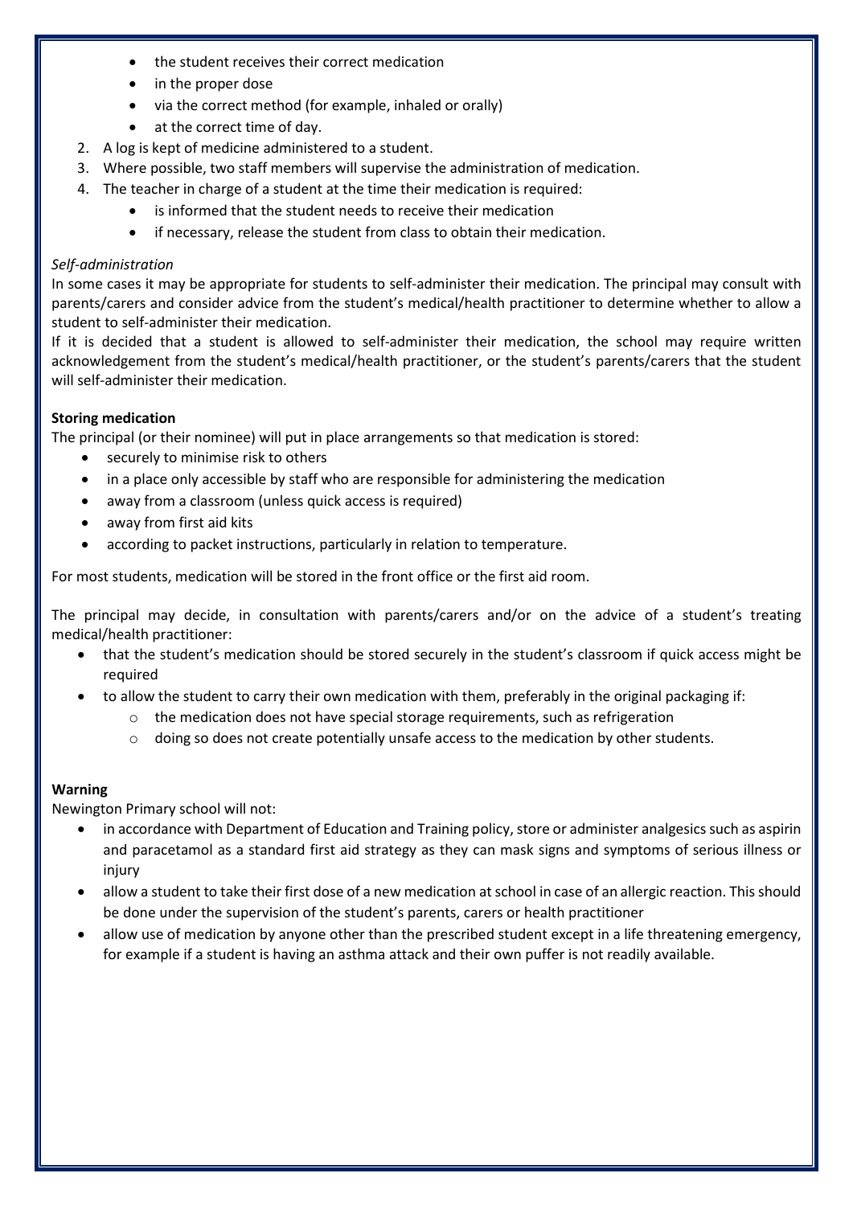- the student receives their correct medication
- in the proper dose
- via the correct method (for example, inhaled or orally)
- at the correct time of day.

2. A log is kept of medicine administered to a student.
3. Where possible, two staff members will supervise the administration of medication.
4. The teacher in charge of a student at the time their medication is required:
   - is informed that the student needs to receive their medication
   - if necessary, release the student from class to obtain their medication.

*Self-administration*

In some cases it may be appropriate for students to self-administer their medication. The principal may consult with parents/carers and consider advice from the student's medical/health practitioner to determine whether to allow a student to self-administer their medication.

If it is decided that a student is allowed to self-administer their medication, the school may require written acknowledgement from the student's medical/health practitioner, or the student's parents/carers that the student will self-administer their medication.

**Storing medication**

The principal (or their nominee) will put in place arrangements so that medication is stored:

- securely to minimise risk to others
- in a place only accessible by staff who are responsible for administering the medication
- away from a classroom (unless quick access is required)
- away from first aid kits
- according to packet instructions, particularly in relation to temperature.

For most students, medication will be stored in the front office or the first aid room.

The principal may decide, in consultation with parents/carers and/or on the advice of a student's treating medical/health practitioner:

- that the student's medication should be stored securely in the student's classroom if quick access might be required
- to allow the student to carry their own medication with them, preferably in the original packaging if:
  - the medication does not have special storage requirements, such as refrigeration
  - doing so does not create potentially unsafe access to the medication by other students.

**Warning**

Newington Primary school will not:

- in accordance with Department of Education and Training policy, store or administer analgesics such as aspirin and paracetamol as a standard first aid strategy as they can mask signs and symptoms of serious illness or injury
- allow a student to take their first dose of a new medication at school in case of an allergic reaction. This should be done under the supervision of the student's parents, carers or health practitioner
- allow use of medication by anyone other than the prescribed student except in a life threatening emergency, for example if a student is having an asthma attack and their own puffer is not readily available.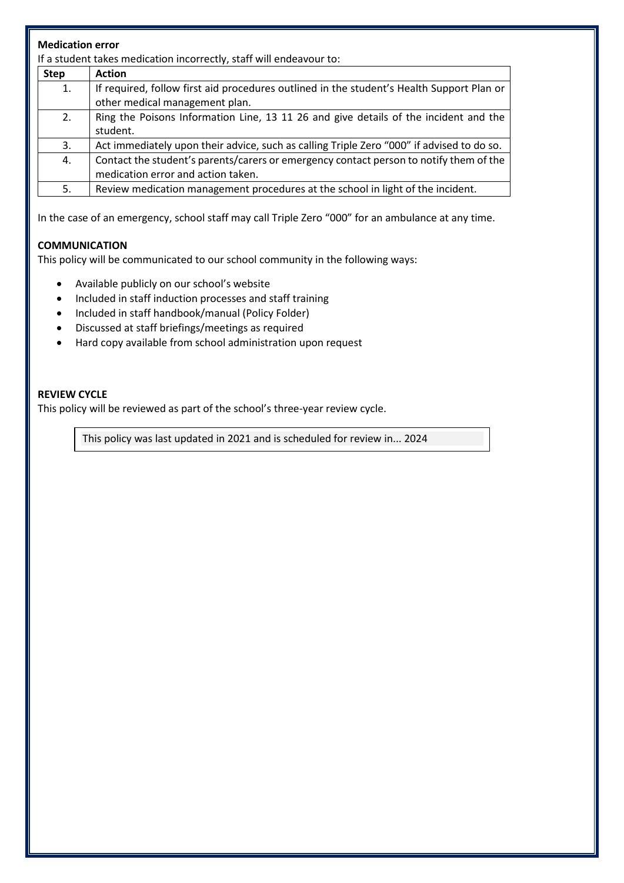**Medication error**

If a student takes medication incorrectly, staff will endeavour to:

| Step | Action |
|---|---|
| 1. | If required, follow first aid procedures outlined in the student's Health Support Plan or other medical management plan. |
| 2. | Ring the Poisons Information Line, 13 11 26 and give details of the incident and the student. |
| 3. | Act immediately upon their advice, such as calling Triple Zero "000" if advised to do so. |
| 4. | Contact the student's parents/carers or emergency contact person to notify them of the medication error and action taken. |
| 5. | Review medication management procedures at the school in light of the incident. |

In the case of an emergency, school staff may call Triple Zero "000" for an ambulance at any time.

## COMMUNICATION

This policy will be communicated to our school community in the following ways:

- Available publicly on our school's website
- Included in staff induction processes and staff training
- Included in staff handbook/manual (Policy Folder)
- Discussed at staff briefings/meetings as required
- Hard copy available from school administration upon request

## REVIEW CYCLE

This policy will be reviewed as part of the school's three-year review cycle.

This policy was last updated in 2021 and is scheduled for review in... 2024